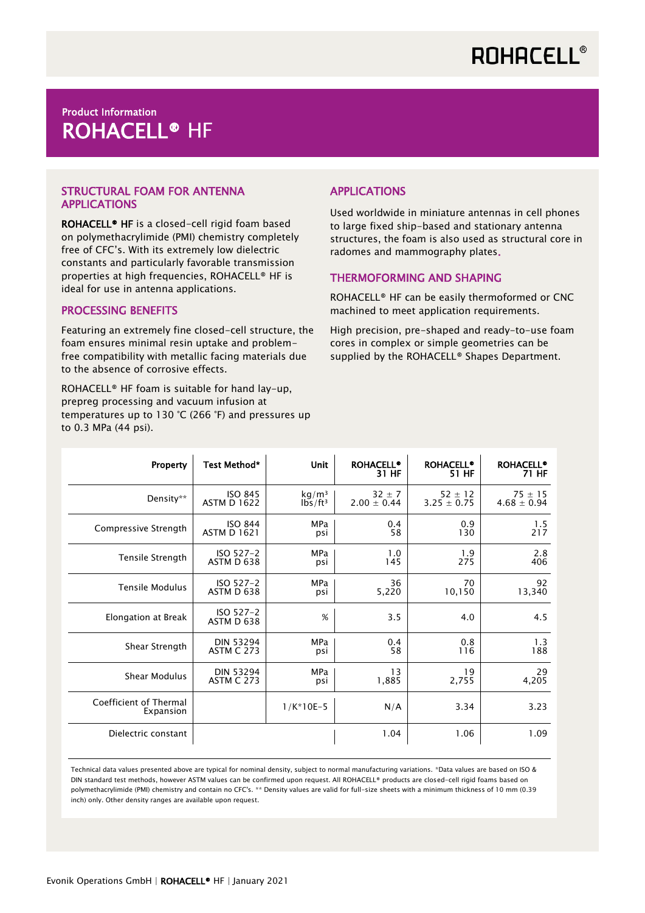ROHACELL®

Product Information

# ROHACELL® HF

## STRUCTURAL FOAM FOR ANTENNA APPLICATIONS

**ROHACELL® HF** is a closed-cell rigid foam based on polymethacrylimide (PMI) chemistry completely free of CFC's. With its extremely low dielectric constants and particularly favorable transmission properties at high frequencies, ROHACELL® HF is ideal for use in antenna applications.

## PROCESSING BENEFITS

Featuring an extremely fine closed-cell structure, the foam ensures minimal resin uptake and problem-free compatibility with metallic facing materials due to the absence of corrosive effects.

ROHACELL® HF foam is suitable for hand lay-up, prepreg processing and vacuum infusion at temperatures up to 130 °C (266 °F) and pressures up to 0.3 MPa (44 psi).

## APPLICATIONS

Used worldwide in miniature antennas in cell phones to large fixed ship-based and stationary antenna structures, the foam is also used as structural core in radomes and mammography plates.

## THERMOFORMING AND SHAPING

ROHACELL® HF can be easily thermoformed or CNC machined to meet application requirements.

High precision, pre-shaped and ready-to-use foam cores in complex or simple geometries can be supplied by the ROHACELL® Shapes Department.

| Property | Test Method* | Unit | ROHACELL® 31 HF | ROHACELL® 51 HF | ROHACELL® 71 HF |
|---|---|---|---|---|---|
| Density** | ISO 845<br>ASTM D 1622 | kg/m³<br>lbs/ft³ | 32 ± 7<br>2.00 ± 0.44 | 52 ± 12<br>3.25 ± 0.75 | 75 ± 15<br>4.68 ± 0.94 |
| Compressive Strength | ISO 844<br>ASTM D 1621 | MPa<br>psi | 0.4<br>58 | 0.9<br>130 | 1.5<br>217 |
| Tensile Strength | ISO 527-2<br>ASTM D 638 | MPa<br>psi | 1.0<br>145 | 1.9<br>275 | 2.8<br>406 |
| Tensile Modulus | ISO 527-2<br>ASTM D 638 | MPa<br>psi | 36<br>5,220 | 70<br>10,150 | 92<br>13,340 |
| Elongation at Break | ISO 527-2<br>ASTM D 638 | % | 3.5 | 4.0 | 4.5 |
| Shear Strength | DIN 53294<br>ASTM C 273 | MPa<br>psi | 0.4<br>58 | 0.8<br>116 | 1.3<br>188 |
| Shear Modulus | DIN 53294<br>ASTM C 273 | MPa<br>psi | 13<br>1,885 | 19<br>2,755 | 29<br>4,205 |
| Coefficient of Thermal Expansion | | 1/K*10E-5 | N/A | 3.34 | 3.23 |
| Dielectric constant | | | 1.04 | 1.06 | 1.09 |

Technical data values presented above are typical for nominal density, subject to normal manufacturing variations. *Data values are based on ISO & DIN standard test methods, however ASTM values can be confirmed upon request. All ROHACELL® products are closed-cell rigid foams based on polymethacrylimide (PMI) chemistry and contain no CFC's. ** Density values are valid for full-size sheets with a minimum thickness of 10 mm (0.39 inch) only. Other density ranges are available upon request.

Evonik Operations GmbH | **ROHACELL®** HF | January 2021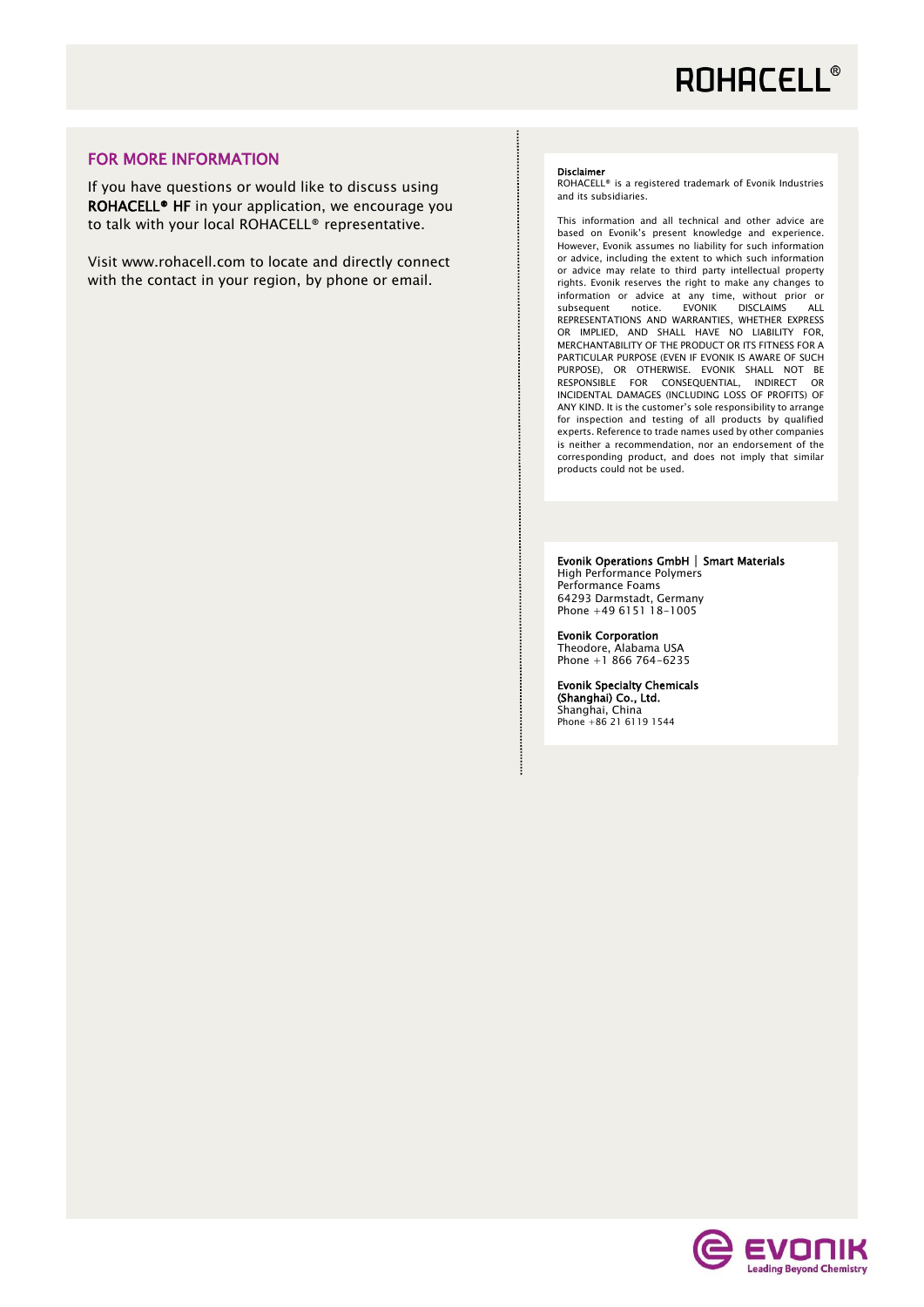## FOR MORE INFORMATION

If you have questions or would like to discuss using **ROHACELL® HF** in your application, we encourage you to talk with your local ROHACELL® representative.

Visit www.rohacell.com to locate and directly connect with the contact in your region, by phone or email.

**Disclaimer**
ROHACELL® is a registered trademark of Evonik Industries and its subsidiaries.

This information and all technical and other advice are based on Evonik's present knowledge and experience. However, Evonik assumes no liability for such information or advice, including the extent to which such information or advice may relate to third party intellectual property rights. Evonik reserves the right to make any changes to information or advice at any time, without prior or subsequent notice. EVONIK DISCLAIMS ALL REPRESENTATIONS AND WARRANTIES, WHETHER EXPRESS OR IMPLIED, AND SHALL HAVE NO LIABILITY FOR, MERCHANTABILITY OF THE PRODUCT OR ITS FITNESS FOR A PARTICULAR PURPOSE (EVEN IF EVONIK IS AWARE OF SUCH PURPOSE), OR OTHERWISE. EVONIK SHALL NOT BE RESPONSIBLE FOR CONSEQUENTIAL, INDIRECT OR INCIDENTAL DAMAGES (INCLUDING LOSS OF PROFITS) OF ANY KIND. It is the customer's sole responsibility to arrange for inspection and testing of all products by qualified experts. Reference to trade names used by other companies is neither a recommendation, nor an endorsement of the corresponding product, and does not imply that similar products could not be used.

**Evonik Operations GmbH | Smart Materials**
High Performance Polymers
Performance Foams
64293 Darmstadt, Germany
Phone +49 6151 18-1005

**Evonik Corporation**
Theodore, Alabama USA
Phone +1 866 764-6235

**Evonik Specialty Chemicals (Shanghai) Co., Ltd.**
Shanghai, China
Phone +86 21 6119 1544